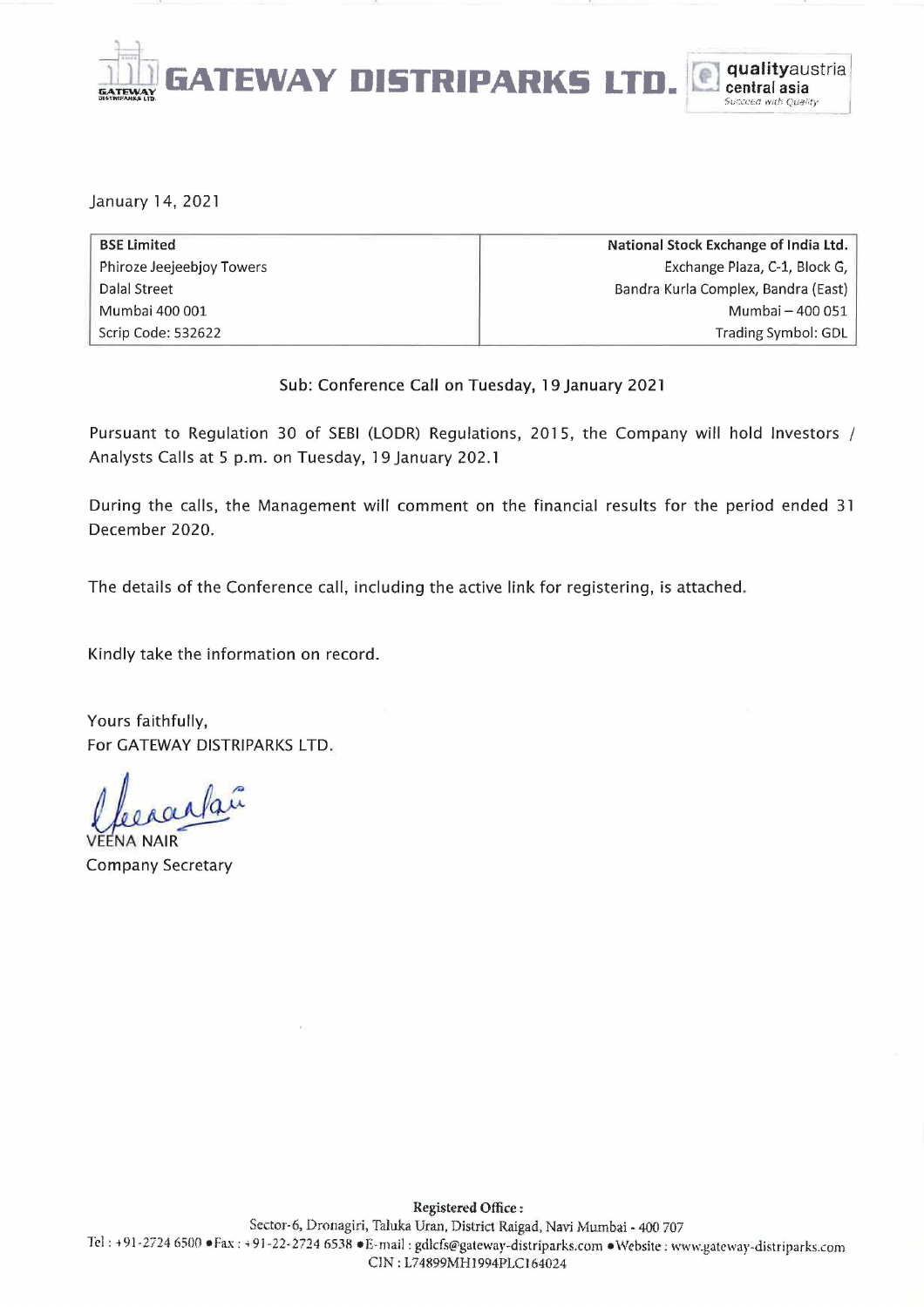# GATEWAY DISTRIPARKS LTD.

January 14, 2021

| BSE Limited | National Stock Exchange of India Ltd. |
|---|---|
| Phiroze Jeejeebjoy Towers | Exchange Plaza, C-1, Block G, |
| Dalal Street | Bandra Kurla Complex, Bandra (East) |
| Mumbai 400 001 | Mumbai – 400 051 |
| Scrip Code: 532622 | Trading Symbol: GDL |

Sub: Conference Call on Tuesday, 19 January 2021

Pursuant to Regulation 30 of SEBI (LODR) Regulations, 2015, the Company will hold Investors / Analysts Calls at 5 p.m. on Tuesday, 19 January 202.1

During the calls, the Management will comment on the financial results for the period ended 31 December 2020.

The details of the Conference call, including the active link for registering, is attached.

Kindly take the information on record.

Yours faithfully,
For GATEWAY DISTRIPARKS LTD.

VEENA NAIR
Company Secretary

**Registered Office :**
Sector-6, Dronagiri, Taluka Uran, District Raigad, Navi Mumbai - 400 707
Tel : +91-2724 6500 • Fax : +91-22-2724 6538 • E-mail : gdlcfs@gateway-distriparks.com • Website : www.gateway-distriparks.com
CIN : L74899MH1994PLC164024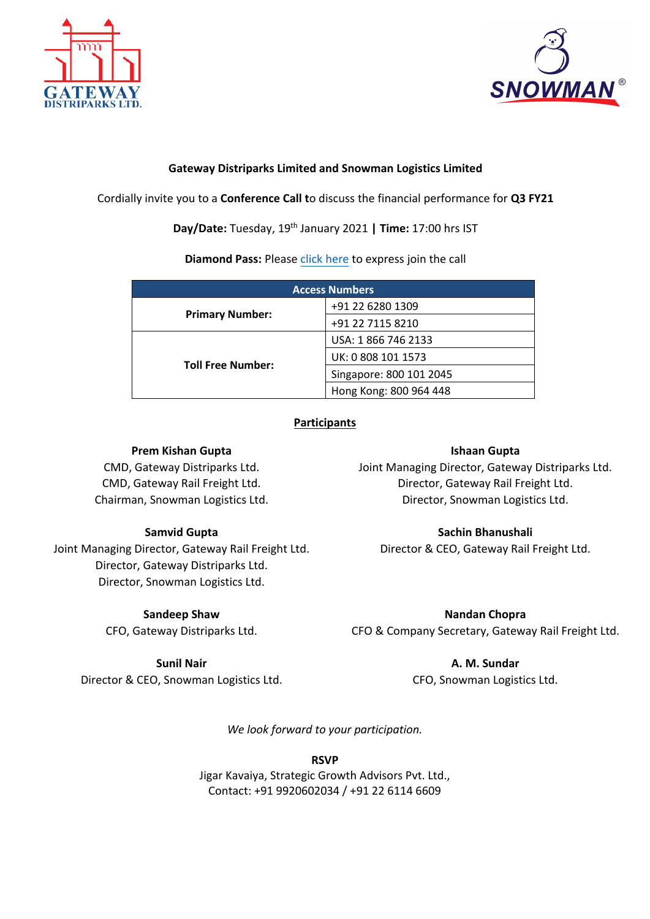**Gateway Distriparks Limited and Snowman Logistics Limited**

Cordially invite you to a **Conference Call t**o discuss the financial performance for **Q3 FY21**

**Day/Date:** Tuesday, 19th January 2021 **|** **Time:** 17:00 hrs IST

**Diamond Pass:** Please click here to express join the call

| Access Numbers | |
|---|---|
| **Primary Number:** | +91 22 6280 1309 |
| | +91 22 7115 8210 |
| **Toll Free Number:** | USA: 1 866 746 2133 |
| | UK: 0 808 101 1573 |
| | Singapore: 800 101 2045 |
| | Hong Kong: 800 964 448 |

**Participants**

**Prem Kishan Gupta**
CMD, Gateway Distriparks Ltd.
CMD, Gateway Rail Freight Ltd.
Chairman, Snowman Logistics Ltd.

**Ishaan Gupta**
Joint Managing Director, Gateway Distriparks Ltd.
Director, Gateway Rail Freight Ltd.
Director, Snowman Logistics Ltd.

**Samvid Gupta**
Joint Managing Director, Gateway Rail Freight Ltd.
Director, Gateway Distriparks Ltd.
Director, Snowman Logistics Ltd.

**Sachin Bhanushali**
Director & CEO, Gateway Rail Freight Ltd.

**Sandeep Shaw**
CFO, Gateway Distriparks Ltd.

**Nandan Chopra**
CFO & Company Secretary, Gateway Rail Freight Ltd.

**Sunil Nair**
Director & CEO, Snowman Logistics Ltd.

**A. M. Sundar**
CFO, Snowman Logistics Ltd.

*We look forward to your participation.*

**RSVP**
Jigar Kavaiya, Strategic Growth Advisors Pvt. Ltd.,
Contact: +91 9920602034 / +91 22 6114 6609